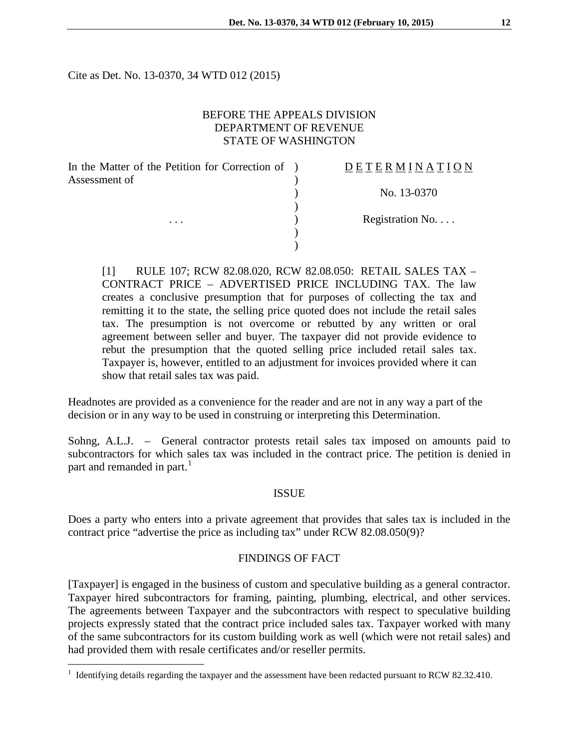Cite as Det. No. 13-0370, 34 WTD 012 (2015)

BEFORE THE APPEALS DIVISION
DEPARTMENT OF REVENUE
STATE OF WASHINGTON

| | | |
|---|---|---|
| In the Matter of the Petition for Correction of Assessment of | ) | DETERMINATION |
| | ) | |
| | ) | No. 13-0370 |
| | ) | |
| . . . | ) | Registration No. . . . |
| | ) | |
| | ) | |

[1] RULE 107; RCW 82.08.020, RCW 82.08.050: RETAIL SALES TAX – CONTRACT PRICE – ADVERTISED PRICE INCLUDING TAX. The law creates a conclusive presumption that for purposes of collecting the tax and remitting it to the state, the selling price quoted does not include the retail sales tax. The presumption is not overcome or rebutted by any written or oral agreement between seller and buyer. The taxpayer did not provide evidence to rebut the presumption that the quoted selling price included retail sales tax. Taxpayer is, however, entitled to an adjustment for invoices provided where it can show that retail sales tax was paid.

Headnotes are provided as a convenience for the reader and are not in any way a part of the decision or in any way to be used in construing or interpreting this Determination.

Sohng, A.L.J. – General contractor protests retail sales tax imposed on amounts paid to subcontractors for which sales tax was included in the contract price. The petition is denied in part and remanded in part.[1]

## ISSUE

Does a party who enters into a private agreement that provides that sales tax is included in the contract price "advertise the price as including tax" under RCW 82.08.050(9)?

## FINDINGS OF FACT

[Taxpayer] is engaged in the business of custom and speculative building as a general contractor. Taxpayer hired subcontractors for framing, painting, plumbing, electrical, and other services. The agreements between Taxpayer and the subcontractors with respect to speculative building projects expressly stated that the contract price included sales tax. Taxpayer worked with many of the same subcontractors for its custom building work as well (which were not retail sales) and had provided them with resale certificates and/or reseller permits.

[1] Identifying details regarding the taxpayer and the assessment have been redacted pursuant to RCW 82.32.410.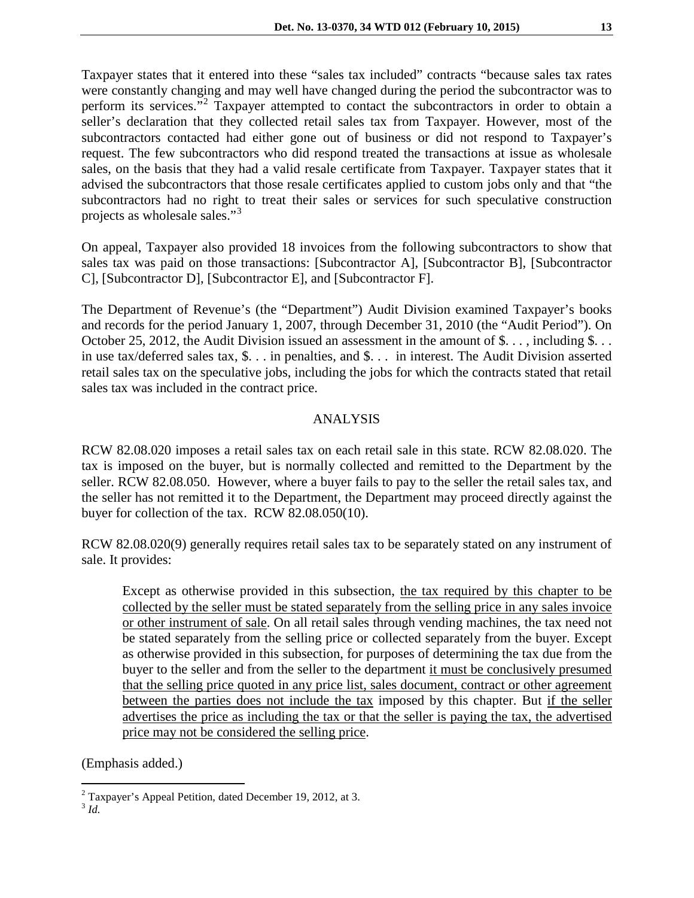Taxpayer states that it entered into these "sales tax included" contracts "because sales tax rates were constantly changing and may well have changed during the period the subcontractor was to perform its services."[2] Taxpayer attempted to contact the subcontractors in order to obtain a seller's declaration that they collected retail sales tax from Taxpayer. However, most of the subcontractors contacted had either gone out of business or did not respond to Taxpayer's request. The few subcontractors who did respond treated the transactions at issue as wholesale sales, on the basis that they had a valid resale certificate from Taxpayer. Taxpayer states that it advised the subcontractors that those resale certificates applied to custom jobs only and that "the subcontractors had no right to treat their sales or services for such speculative construction projects as wholesale sales."[3]

On appeal, Taxpayer also provided 18 invoices from the following subcontractors to show that sales tax was paid on those transactions: [Subcontractor A], [Subcontractor B], [Subcontractor C], [Subcontractor D], [Subcontractor E], and [Subcontractor F].

The Department of Revenue's (the "Department") Audit Division examined Taxpayer's books and records for the period January 1, 2007, through December 31, 2010 (the "Audit Period"). On October 25, 2012, the Audit Division issued an assessment in the amount of $. . . , including $. . . in use tax/deferred sales tax, $. . . in penalties, and $. . . in interest. The Audit Division asserted retail sales tax on the speculative jobs, including the jobs for which the contracts stated that retail sales tax was included in the contract price.

## ANALYSIS

RCW 82.08.020 imposes a retail sales tax on each retail sale in this state. RCW 82.08.020. The tax is imposed on the buyer, but is normally collected and remitted to the Department by the seller. RCW 82.08.050. However, where a buyer fails to pay to the seller the retail sales tax, and the seller has not remitted it to the Department, the Department may proceed directly against the buyer for collection of the tax. RCW 82.08.050(10).

RCW 82.08.020(9) generally requires retail sales tax to be separately stated on any instrument of sale. It provides:

> Except as otherwise provided in this subsection, <u>the tax required by this chapter to be collected by the seller must be stated separately from the selling price in any sales invoice or other instrument of sale</u>. On all retail sales through vending machines, the tax need not be stated separately from the selling price or collected separately from the buyer. Except as otherwise provided in this subsection, for purposes of determining the tax due from the buyer to the seller and from the seller to the department <u>it must be conclusively presumed that the selling price quoted in any price list, sales document, contract or other agreement between the parties does not include the tax</u> imposed by this chapter. But <u>if the seller advertises the price as including the tax or that the seller is paying the tax, the advertised price may not be considered the selling price</u>.

(Emphasis added.)

[2] Taxpayer's Appeal Petition, dated December 19, 2012, at 3.
[3] *Id.*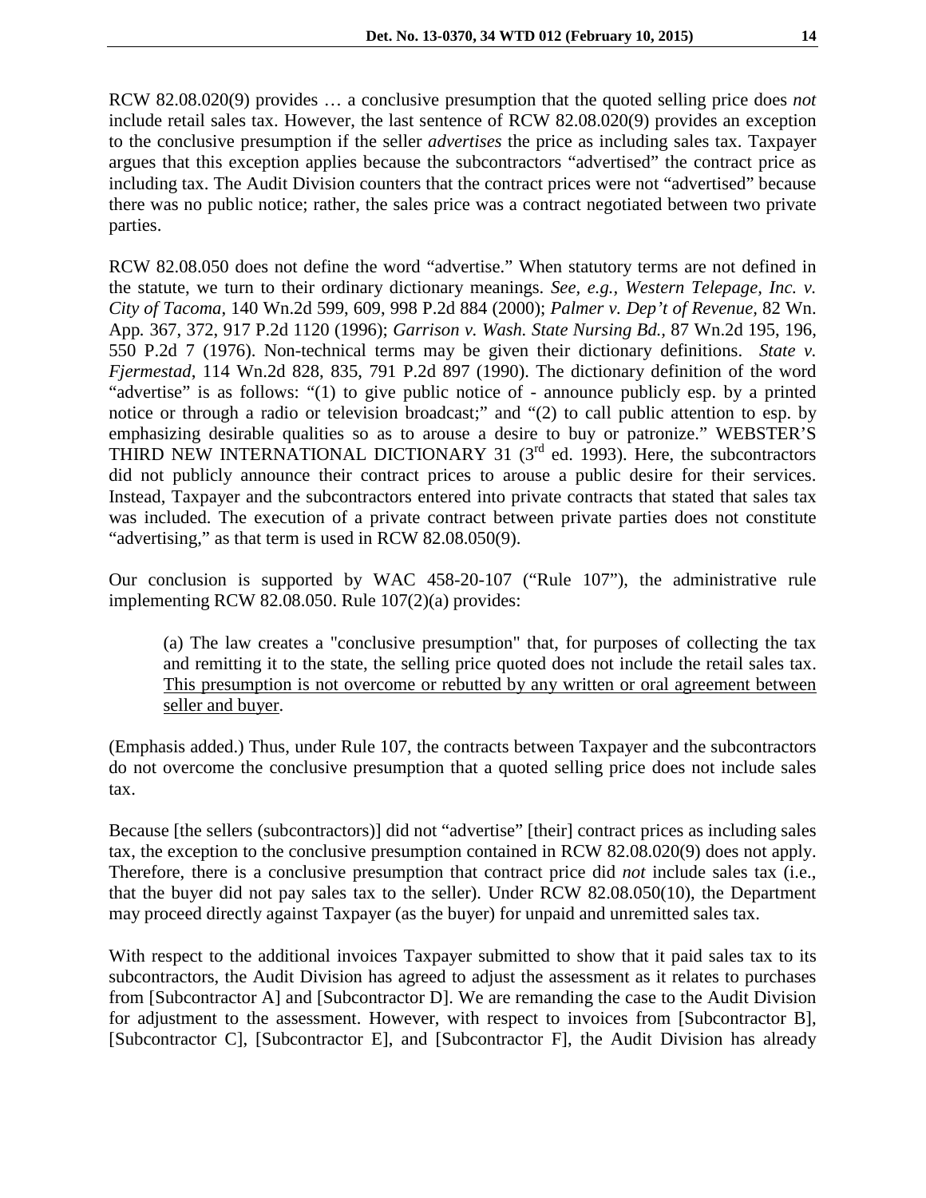RCW 82.08.020(9) provides … a conclusive presumption that the quoted selling price does *not* include retail sales tax. However, the last sentence of RCW 82.08.020(9) provides an exception to the conclusive presumption if the seller *advertises* the price as including sales tax. Taxpayer argues that this exception applies because the subcontractors "advertised" the contract price as including tax. The Audit Division counters that the contract prices were not "advertised" because there was no public notice; rather, the sales price was a contract negotiated between two private parties.

RCW 82.08.050 does not define the word "advertise." When statutory terms are not defined in the statute, we turn to their ordinary dictionary meanings. *See, e.g., Western Telepage, Inc. v. City of Tacoma*, 140 Wn.2d 599, 609, 998 P.2d 884 (2000); *Palmer v. Dep't of Revenue*, 82 Wn. App. 367, 372, 917 P.2d 1120 (1996); *Garrison v. Wash. State Nursing Bd.*, 87 Wn.2d 195, 196, 550 P.2d 7 (1976). Non-technical terms may be given their dictionary definitions. *State v. Fjermestad*, 114 Wn.2d 828, 835, 791 P.2d 897 (1990). The dictionary definition of the word "advertise" is as follows: "(1) to give public notice of - announce publicly esp. by a printed notice or through a radio or television broadcast;" and "(2) to call public attention to esp. by emphasizing desirable qualities so as to arouse a desire to buy or patronize." WEBSTER'S THIRD NEW INTERNATIONAL DICTIONARY 31 (3rd ed. 1993). Here, the subcontractors did not publicly announce their contract prices to arouse a public desire for their services. Instead, Taxpayer and the subcontractors entered into private contracts that stated that sales tax was included. The execution of a private contract between private parties does not constitute "advertising," as that term is used in RCW 82.08.050(9).

Our conclusion is supported by WAC 458-20-107 ("Rule 107"), the administrative rule implementing RCW 82.08.050. Rule 107(2)(a) provides:

> (a) The law creates a "conclusive presumption" that, for purposes of collecting the tax and remitting it to the state, the selling price quoted does not include the retail sales tax. <u>This presumption is not overcome or rebutted by any written or oral agreement between seller and buyer</u>.

(Emphasis added.) Thus, under Rule 107, the contracts between Taxpayer and the subcontractors do not overcome the conclusive presumption that a quoted selling price does not include sales tax.

Because [the sellers (subcontractors)] did not "advertise" [their] contract prices as including sales tax, the exception to the conclusive presumption contained in RCW 82.08.020(9) does not apply. Therefore, there is a conclusive presumption that contract price did *not* include sales tax (i.e., that the buyer did not pay sales tax to the seller). Under RCW 82.08.050(10), the Department may proceed directly against Taxpayer (as the buyer) for unpaid and unremitted sales tax.

With respect to the additional invoices Taxpayer submitted to show that it paid sales tax to its subcontractors, the Audit Division has agreed to adjust the assessment as it relates to purchases from [Subcontractor A] and [Subcontractor D]. We are remanding the case to the Audit Division for adjustment to the assessment. However, with respect to invoices from [Subcontractor B], [Subcontractor C], [Subcontractor E], and [Subcontractor F], the Audit Division has already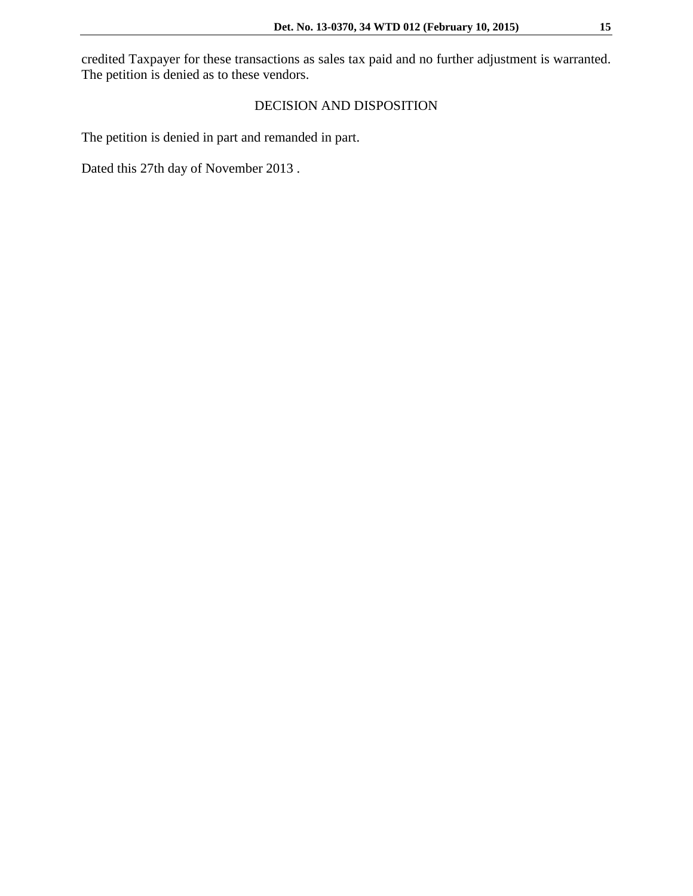credited Taxpayer for these transactions as sales tax paid and no further adjustment is warranted. The petition is denied as to these vendors.

## DECISION AND DISPOSITION

The petition is denied in part and remanded in part.

Dated this 27th day of November 2013 .